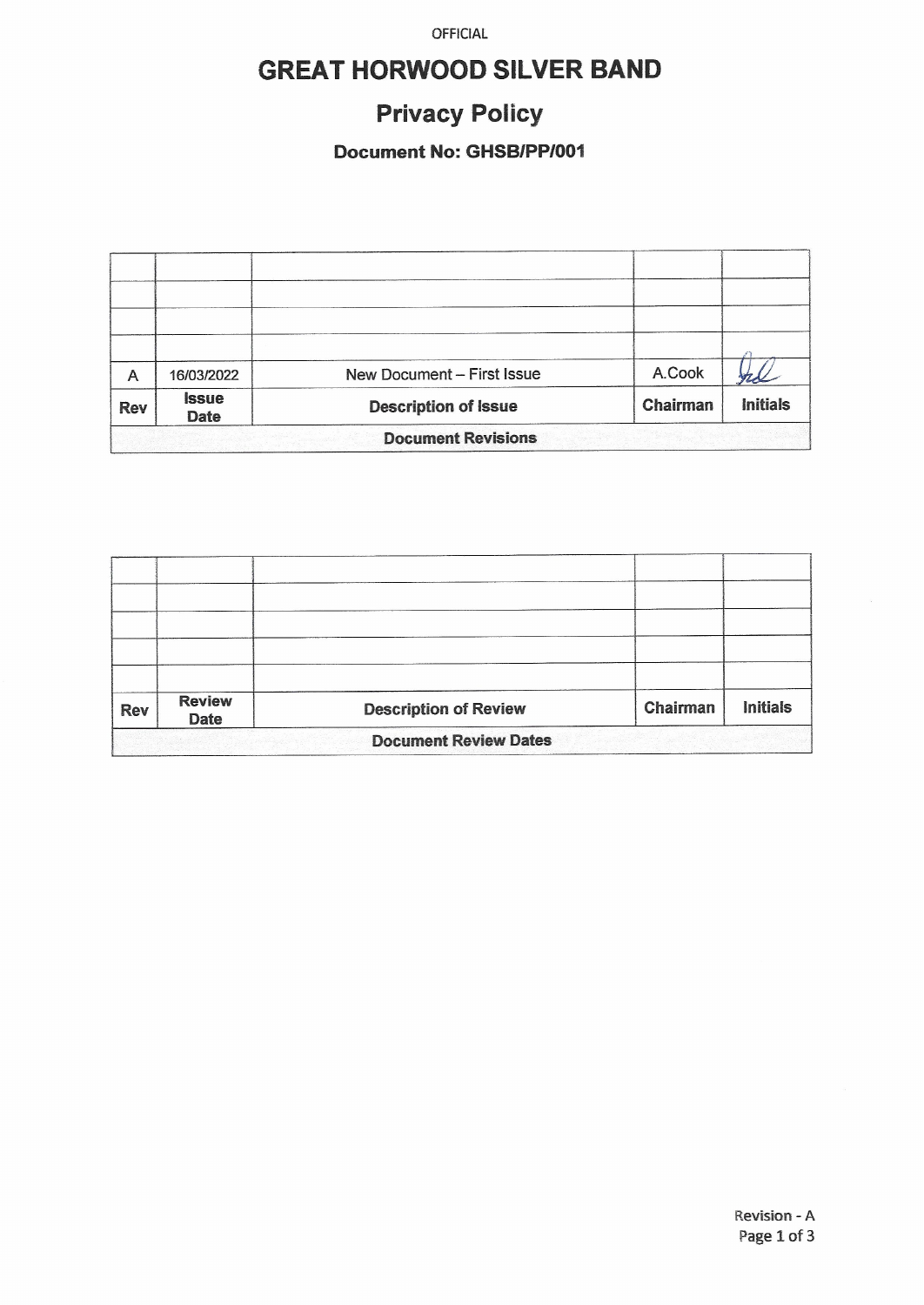OFFICIAL

# GREAT HORWOOD SILVER BAND

## Privacy Policy

### Document No: GHSB/PP/001

| Rev | Issue Date | Description of Issue | Chairman | Initials |
|---|---|---|---|---|
| | | | | |
| | | | | |
| | | | | |
| | | | | |
| A | 16/03/2022 | New Document – First Issue | A.Cook | (signature) |

**Document Revisions**

| Rev | Review Date | Description of Review | Chairman | Initials |
|---|---|---|---|---|
| | | | | |
| | | | | |
| | | | | |
| | | | | |
| | | | | |

**Document Review Dates**

Revision - A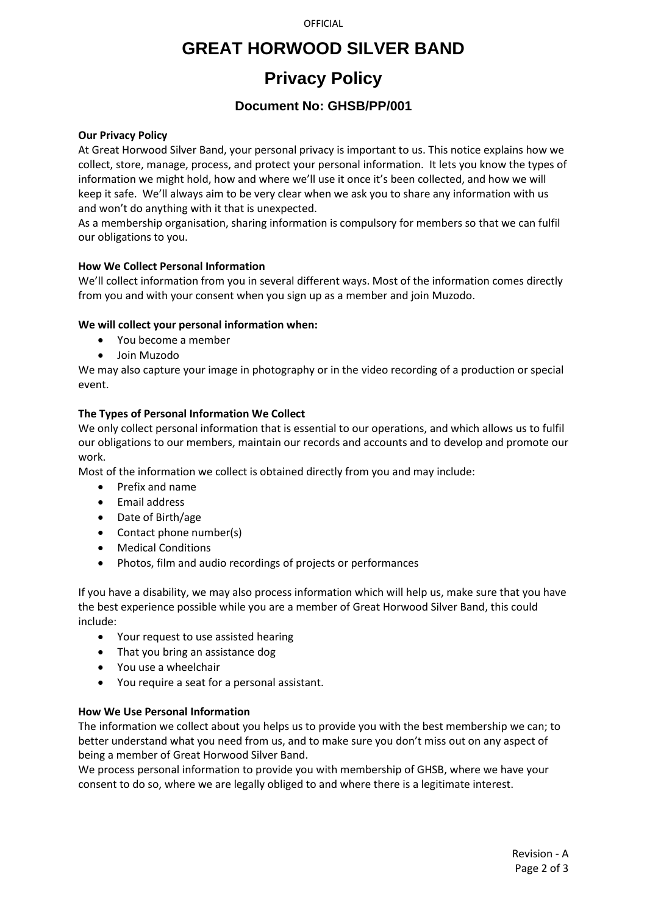# GREAT HORWOOD SILVER BAND

## Privacy Policy

### Document No: GHSB/PP/001

**Our Privacy Policy**

At Great Horwood Silver Band, your personal privacy is important to us. This notice explains how we collect, store, manage, process, and protect your personal information. It lets you know the types of information we might hold, how and where we'll use it once it's been collected, and how we will keep it safe. We'll always aim to be very clear when we ask you to share any information with us and won't do anything with it that is unexpected.

As a membership organisation, sharing information is compulsory for members so that we can fulfil our obligations to you.

**How We Collect Personal Information**

We'll collect information from you in several different ways. Most of the information comes directly from you and with your consent when you sign up as a member and join Muzodo.

**We will collect your personal information when:**

- You become a member
- Join Muzodo

We may also capture your image in photography or in the video recording of a production or special event.

**The Types of Personal Information We Collect**

We only collect personal information that is essential to our operations, and which allows us to fulfil our obligations to our members, maintain our records and accounts and to develop and promote our work.

Most of the information we collect is obtained directly from you and may include:

- Prefix and name
- Email address
- Date of Birth/age
- Contact phone number(s)
- Medical Conditions
- Photos, film and audio recordings of projects or performances

If you have a disability, we may also process information which will help us, make sure that you have the best experience possible while you are a member of Great Horwood Silver Band, this could include:

- Your request to use assisted hearing
- That you bring an assistance dog
- You use a wheelchair
- You require a seat for a personal assistant.

**How We Use Personal Information**

The information we collect about you helps us to provide you with the best membership we can; to better understand what you need from us, and to make sure you don't miss out on any aspect of being a member of Great Horwood Silver Band.

We process personal information to provide you with membership of GHSB, where we have your consent to do so, where we are legally obliged to and where there is a legitimate interest.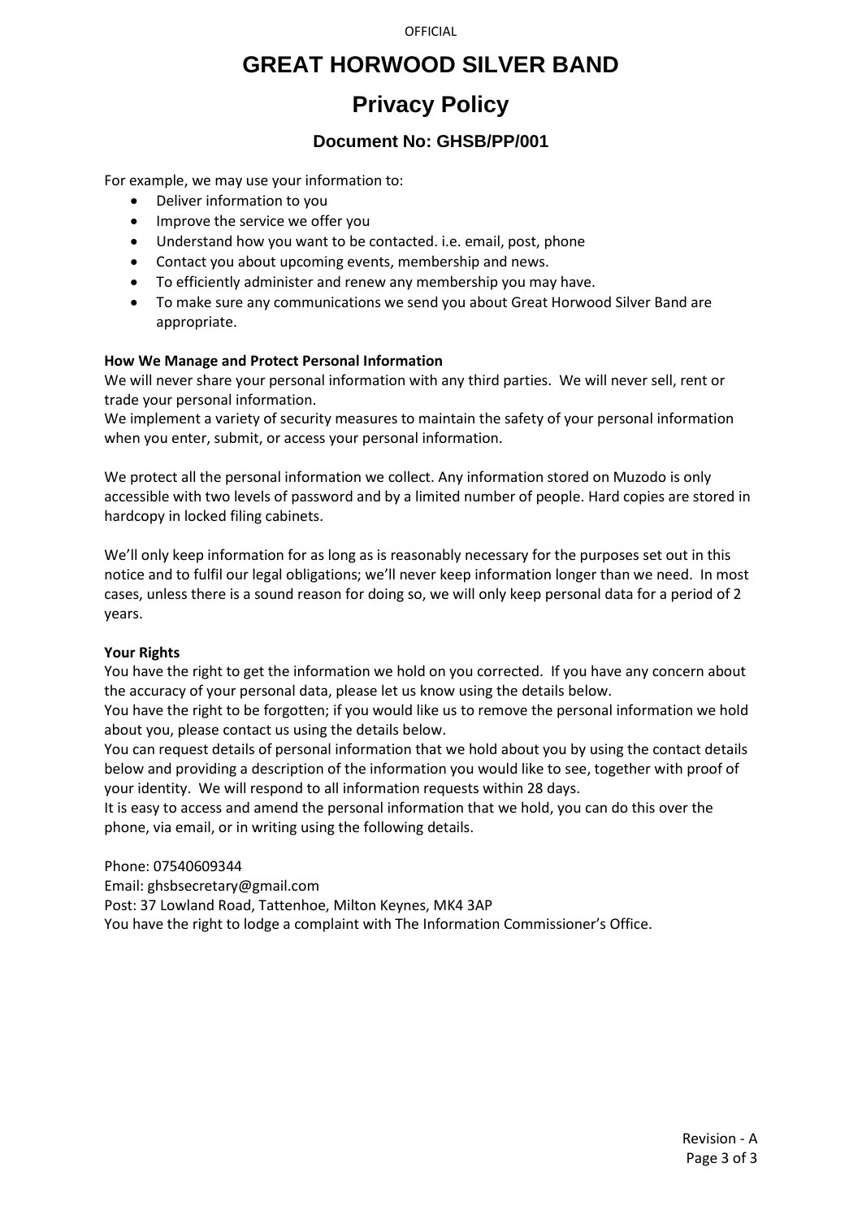For example, we may use your information to:

- Deliver information to you
- Improve the service we offer you
- Understand how you want to be contacted. i.e. email, post, phone
- Contact you about upcoming events, membership and news.
- To efficiently administer and renew any membership you may have.
- To make sure any communications we send you about Great Horwood Silver Band are appropriate.

**How We Manage and Protect Personal Information**

We will never share your personal information with any third parties. We will never sell, rent or trade your personal information.

We implement a variety of security measures to maintain the safety of your personal information when you enter, submit, or access your personal information.

We protect all the personal information we collect. Any information stored on Muzodo is only accessible with two levels of password and by a limited number of people. Hard copies are stored in hardcopy in locked filing cabinets.

We'll only keep information for as long as is reasonably necessary for the purposes set out in this notice and to fulfil our legal obligations; we'll never keep information longer than we need. In most cases, unless there is a sound reason for doing so, we will only keep personal data for a period of 2 years.

**Your Rights**

You have the right to get the information we hold on you corrected. If you have any concern about the accuracy of your personal data, please let us know using the details below.

You have the right to be forgotten; if you would like us to remove the personal information we hold about you, please contact us using the details below.

You can request details of personal information that we hold about you by using the contact details below and providing a description of the information you would like to see, together with proof of your identity. We will respond to all information requests within 28 days.

It is easy to access and amend the personal information that we hold, you can do this over the phone, via email, or in writing using the following details.

Phone: 07540609344

Email: ghsbsecretary@gmail.com

Post: 37 Lowland Road, Tattenhoe, Milton Keynes, MK4 3AP

You have the right to lodge a complaint with The Information Commissioner's Office.